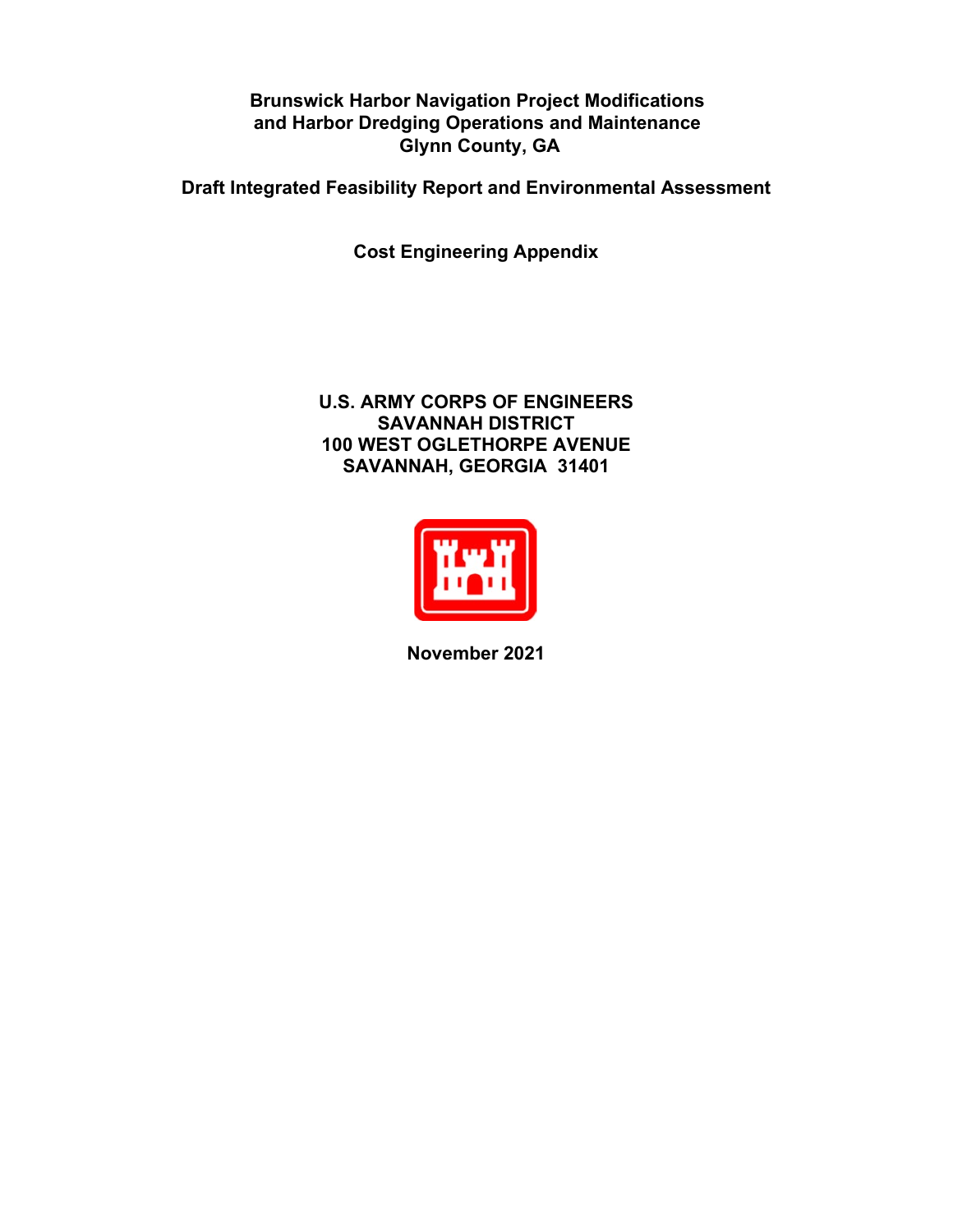# Brunswick Harbor Navigation Project Modifications and Harbor Dredging Operations and Maintenance
## Glynn County, GA

## Draft Integrated Feasibility Report and Environmental Assessment

## Cost Engineering Appendix

**U.S. ARMY CORPS OF ENGINEERS**
**SAVANNAH DISTRICT**
**100 WEST OGLETHORPE AVENUE**
**SAVANNAH, GEORGIA 31401**

**November 2021**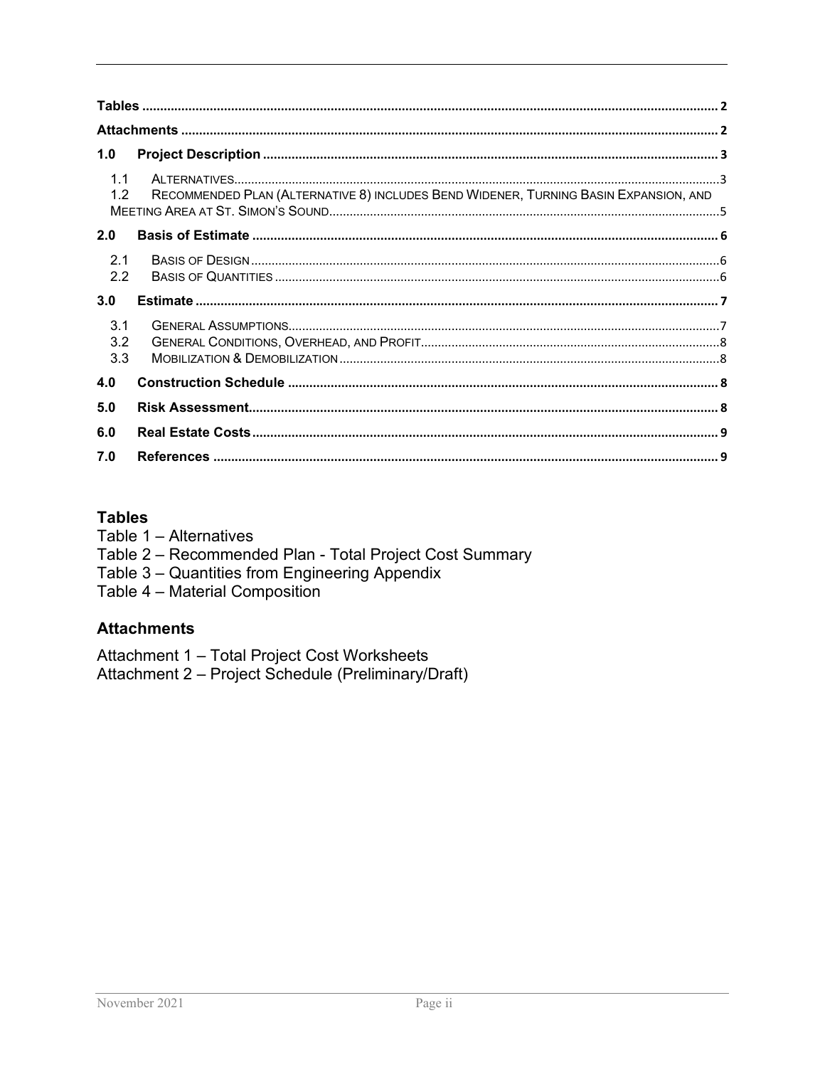- **Tables** ..... 2
- **Attachments** ..... 2
- **1.0 Project Description** ..... 3
  - 1.1 Alternatives ..... 3
  - 1.2 Recommended Plan (Alternative 8) includes Bend Widener, Turning Basin Expansion, and Meeting Area at St. Simon's Sound ..... 5
- **2.0 Basis of Estimate** ..... 6
  - 2.1 Basis of Design ..... 6
  - 2.2 Basis of Quantities ..... 6
- **3.0 Estimate** ..... 7
  - 3.1 General Assumptions ..... 7
  - 3.2 General Conditions, Overhead, and Profit ..... 8
  - 3.3 Mobilization & Demobilization ..... 8
- **4.0 Construction Schedule** ..... 8
- **5.0 Risk Assessment** ..... 8
- **6.0 Real Estate Costs** ..... 9
- **7.0 References** ..... 9

## Tables

Table 1 – Alternatives
Table 2 – Recommended Plan - Total Project Cost Summary
Table 3 – Quantities from Engineering Appendix
Table 4 – Material Composition

## Attachments

Attachment 1 – Total Project Cost Worksheets
Attachment 2 – Project Schedule (Preliminary/Draft)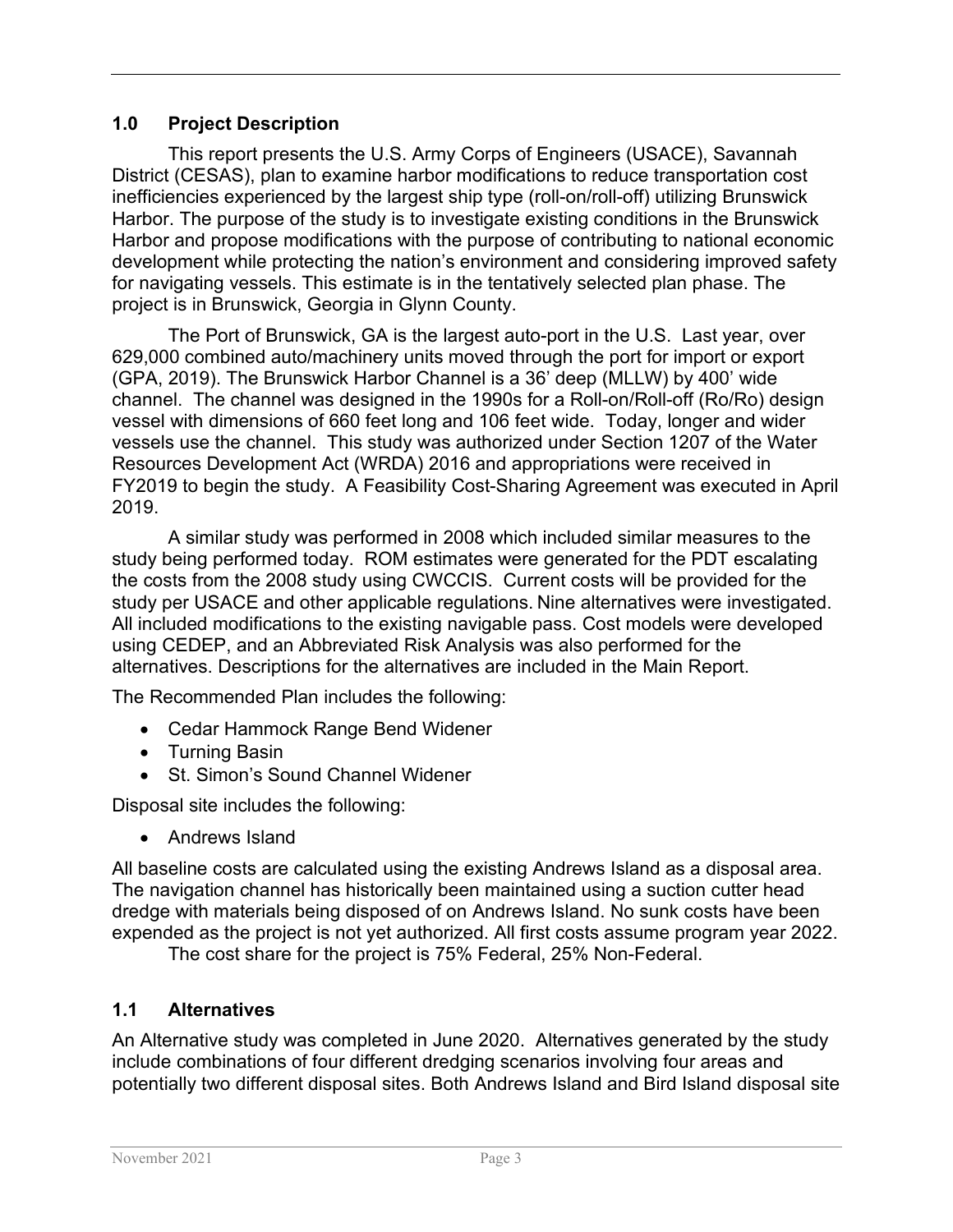## 1.0 Project Description

This report presents the U.S. Army Corps of Engineers (USACE), Savannah District (CESAS), plan to examine harbor modifications to reduce transportation cost inefficiencies experienced by the largest ship type (roll-on/roll-off) utilizing Brunswick Harbor. The purpose of the study is to investigate existing conditions in the Brunswick Harbor and propose modifications with the purpose of contributing to national economic development while protecting the nation's environment and considering improved safety for navigating vessels. This estimate is in the tentatively selected plan phase. The project is in Brunswick, Georgia in Glynn County.

The Port of Brunswick, GA is the largest auto-port in the U.S. Last year, over 629,000 combined auto/machinery units moved through the port for import or export (GPA, 2019). The Brunswick Harbor Channel is a 36' deep (MLLW) by 400' wide channel. The channel was designed in the 1990s for a Roll-on/Roll-off (Ro/Ro) design vessel with dimensions of 660 feet long and 106 feet wide. Today, longer and wider vessels use the channel. This study was authorized under Section 1207 of the Water Resources Development Act (WRDA) 2016 and appropriations were received in FY2019 to begin the study. A Feasibility Cost-Sharing Agreement was executed in April 2019.

A similar study was performed in 2008 which included similar measures to the study being performed today. ROM estimates were generated for the PDT escalating the costs from the 2008 study using CWCCIS. Current costs will be provided for the study per USACE and other applicable regulations. Nine alternatives were investigated. All included modifications to the existing navigable pass. Cost models were developed using CEDEP, and an Abbreviated Risk Analysis was also performed for the alternatives. Descriptions for the alternatives are included in the Main Report.

The Recommended Plan includes the following:

- Cedar Hammock Range Bend Widener
- Turning Basin
- St. Simon's Sound Channel Widener

Disposal site includes the following:

- Andrews Island

All baseline costs are calculated using the existing Andrews Island as a disposal area. The navigation channel has historically been maintained using a suction cutter head dredge with materials being disposed of on Andrews Island. No sunk costs have been expended as the project is not yet authorized. All first costs assume program year 2022.

The cost share for the project is 75% Federal, 25% Non-Federal.

## 1.1 Alternatives

An Alternative study was completed in June 2020. Alternatives generated by the study include combinations of four different dredging scenarios involving four areas and potentially two different disposal sites. Both Andrews Island and Bird Island disposal site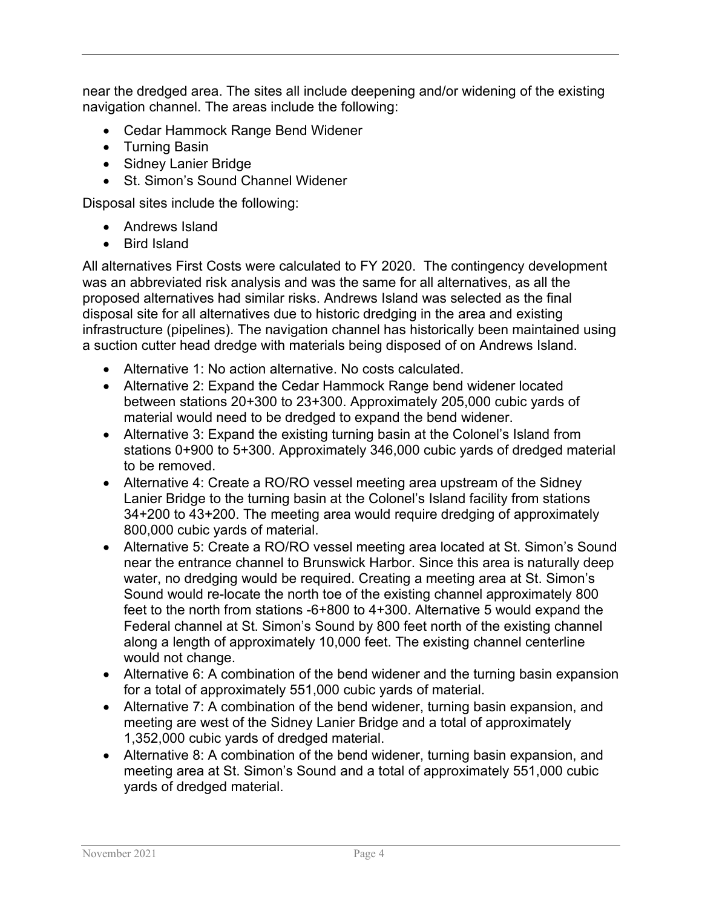near the dredged area. The sites all include deepening and/or widening of the existing navigation channel. The areas include the following:

- Cedar Hammock Range Bend Widener
- Turning Basin
- Sidney Lanier Bridge
- St. Simon's Sound Channel Widener

Disposal sites include the following:

- Andrews Island
- Bird Island

All alternatives First Costs were calculated to FY 2020. The contingency development was an abbreviated risk analysis and was the same for all alternatives, as all the proposed alternatives had similar risks. Andrews Island was selected as the final disposal site for all alternatives due to historic dredging in the area and existing infrastructure (pipelines). The navigation channel has historically been maintained using a suction cutter head dredge with materials being disposed of on Andrews Island.

- Alternative 1: No action alternative. No costs calculated.
- Alternative 2: Expand the Cedar Hammock Range bend widener located between stations 20+300 to 23+300. Approximately 205,000 cubic yards of material would need to be dredged to expand the bend widener.
- Alternative 3: Expand the existing turning basin at the Colonel's Island from stations 0+900 to 5+300. Approximately 346,000 cubic yards of dredged material to be removed.
- Alternative 4: Create a RO/RO vessel meeting area upstream of the Sidney Lanier Bridge to the turning basin at the Colonel's Island facility from stations 34+200 to 43+200. The meeting area would require dredging of approximately 800,000 cubic yards of material.
- Alternative 5: Create a RO/RO vessel meeting area located at St. Simon's Sound near the entrance channel to Brunswick Harbor. Since this area is naturally deep water, no dredging would be required. Creating a meeting area at St. Simon's Sound would re-locate the north toe of the existing channel approximately 800 feet to the north from stations -6+800 to 4+300. Alternative 5 would expand the Federal channel at St. Simon's Sound by 800 feet north of the existing channel along a length of approximately 10,000 feet. The existing channel centerline would not change.
- Alternative 6: A combination of the bend widener and the turning basin expansion for a total of approximately 551,000 cubic yards of material.
- Alternative 7: A combination of the bend widener, turning basin expansion, and meeting are west of the Sidney Lanier Bridge and a total of approximately 1,352,000 cubic yards of dredged material.
- Alternative 8: A combination of the bend widener, turning basin expansion, and meeting area at St. Simon's Sound and a total of approximately 551,000 cubic yards of dredged material.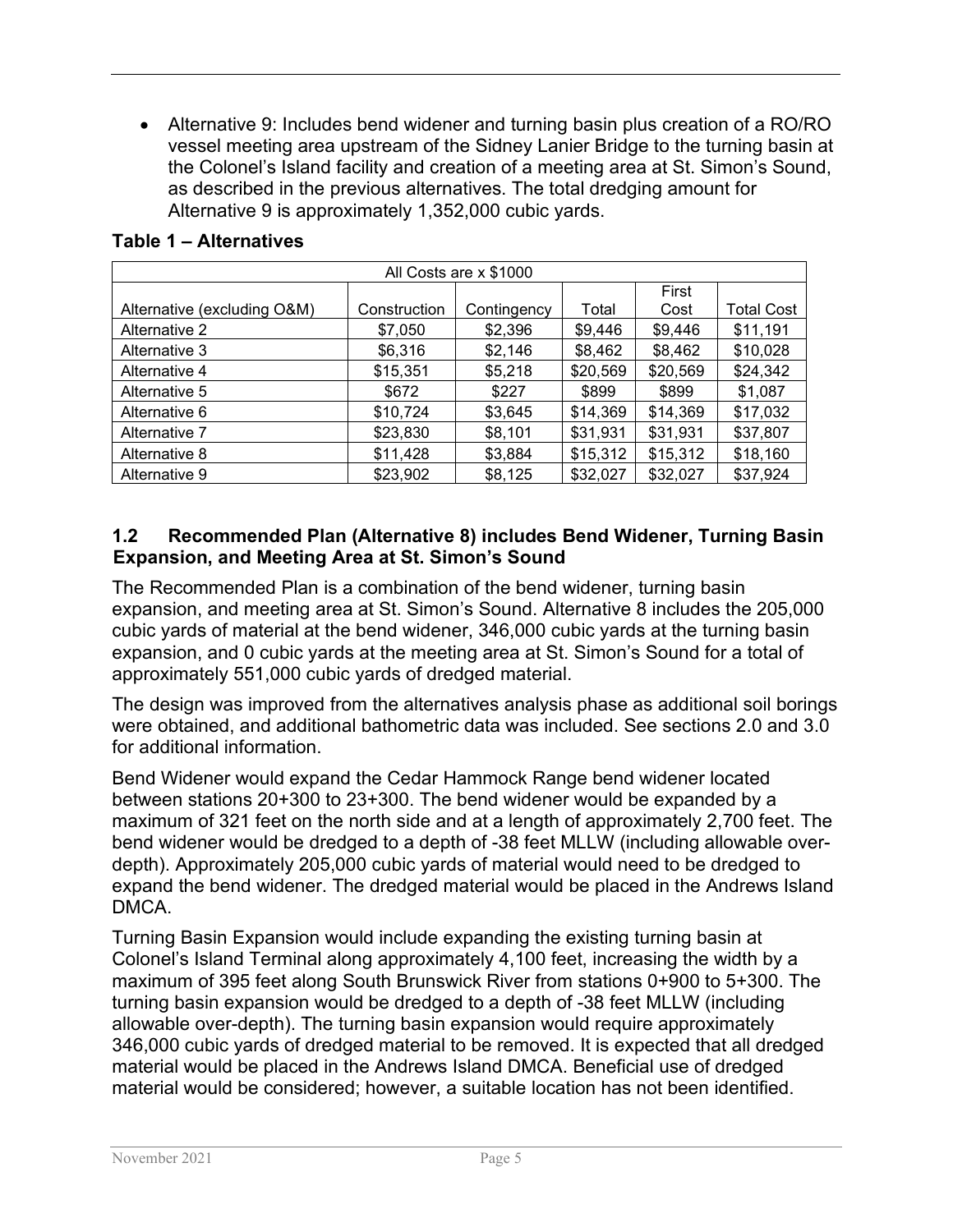- Alternative 9: Includes bend widener and turning basin plus creation of a RO/RO vessel meeting area upstream of the Sidney Lanier Bridge to the turning basin at the Colonel's Island facility and creation of a meeting area at St. Simon's Sound, as described in the previous alternatives. The total dredging amount for Alternative 9 is approximately 1,352,000 cubic yards.

**Table 1 – Alternatives**

| All Costs are x $1000 | | | | | |
|---|---|---|---|---|---|
| Alternative (excluding O&M) | Construction | Contingency | Total | First Cost | Total Cost |
| Alternative 2 | $7,050 | $2,396 | $9,446 | $9,446 | $11,191 |
| Alternative 3 | $6,316 | $2,146 | $8,462 | $8,462 | $10,028 |
| Alternative 4 | $15,351 | $5,218 | $20,569 | $20,569 | $24,342 |
| Alternative 5 | $672 | $227 | $899 | $899 | $1,087 |
| Alternative 6 | $10,724 | $3,645 | $14,369 | $14,369 | $17,032 |
| Alternative 7 | $23,830 | $8,101 | $31,931 | $31,931 | $37,807 |
| Alternative 8 | $11,428 | $3,884 | $15,312 | $15,312 | $18,160 |
| Alternative 9 | $23,902 | $8,125 | $32,027 | $32,027 | $37,924 |

## 1.2 Recommended Plan (Alternative 8) includes Bend Widener, Turning Basin Expansion, and Meeting Area at St. Simon's Sound

The Recommended Plan is a combination of the bend widener, turning basin expansion, and meeting area at St. Simon's Sound. Alternative 8 includes the 205,000 cubic yards of material at the bend widener, 346,000 cubic yards at the turning basin expansion, and 0 cubic yards at the meeting area at St. Simon's Sound for a total of approximately 551,000 cubic yards of dredged material.

The design was improved from the alternatives analysis phase as additional soil borings were obtained, and additional bathometric data was included. See sections 2.0 and 3.0 for additional information.

Bend Widener would expand the Cedar Hammock Range bend widener located between stations 20+300 to 23+300. The bend widener would be expanded by a maximum of 321 feet on the north side and at a length of approximately 2,700 feet. The bend widener would be dredged to a depth of -38 feet MLLW (including allowable over-depth). Approximately 205,000 cubic yards of material would need to be dredged to expand the bend widener. The dredged material would be placed in the Andrews Island DMCA.

Turning Basin Expansion would include expanding the existing turning basin at Colonel's Island Terminal along approximately 4,100 feet, increasing the width by a maximum of 395 feet along South Brunswick River from stations 0+900 to 5+300. The turning basin expansion would be dredged to a depth of -38 feet MLLW (including allowable over-depth). The turning basin expansion would require approximately 346,000 cubic yards of dredged material to be removed. It is expected that all dredged material would be placed in the Andrews Island DMCA. Beneficial use of dredged material would be considered; however, a suitable location has not been identified.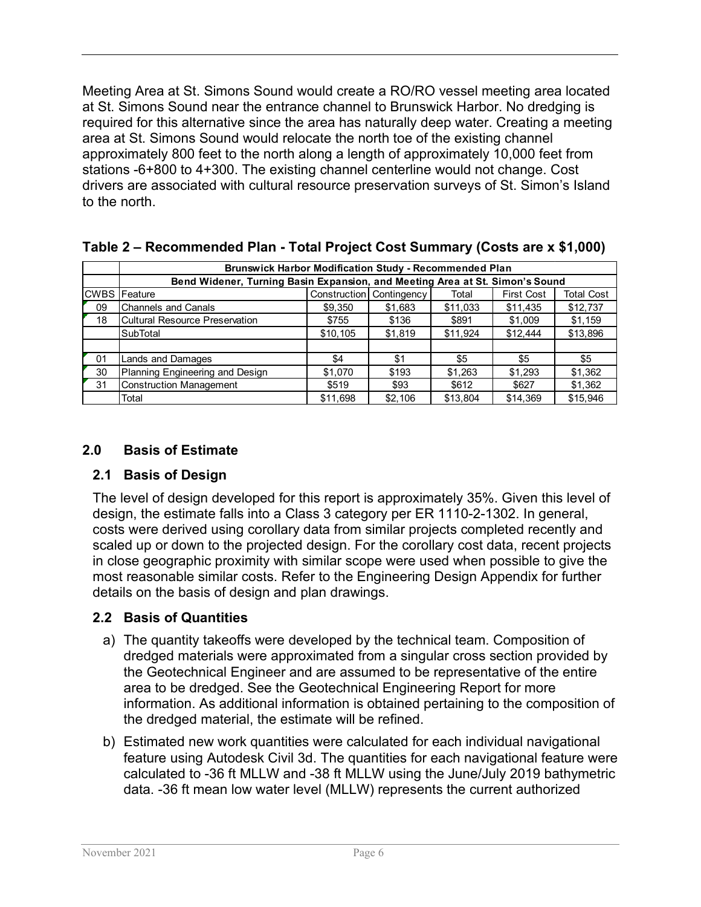Meeting Area at St. Simons Sound would create a RO/RO vessel meeting area located at St. Simons Sound near the entrance channel to Brunswick Harbor. No dredging is required for this alternative since the area has naturally deep water. Creating a meeting area at St. Simons Sound would relocate the north toe of the existing channel approximately 800 feet to the north along a length of approximately 10,000 feet from stations -6+800 to 4+300. The existing channel centerline would not change. Cost drivers are associated with cultural resource preservation surveys of St. Simon's Island to the north.

**Table 2 – Recommended Plan - Total Project Cost Summary (Costs are x $1,000)**

| | Brunswick Harbor Modification Study - Recommended Plan | | | | | |
|---|---|---|---|---|---|---|
| | Bend Widener, Turning Basin Expansion, and Meeting Area at St. Simon's Sound | | | | | |
| CWBS | Feature | Construction | Contingency | Total | First Cost | Total Cost |
| 09 | Channels and Canals | $9,350 | $1,683 | $11,033 | $11,435 | $12,737 |
| 18 | Cultural Resource Preservation | $755 | $136 | $891 | $1,009 | $1,159 |
| | SubTotal | $10,105 | $1,819 | $11,924 | $12,444 | $13,896 |
| | | | | | | |
| 01 | Lands and Damages | $4 | $1 | $5 | $5 | $5 |
| 30 | Planning Engineering and Design | $1,070 | $193 | $1,263 | $1,293 | $1,362 |
| 31 | Construction Management | $519 | $93 | $612 | $627 | $1,362 |
| | Total | $11,698 | $2,106 | $13,804 | $14,369 | $15,946 |

## 2.0 Basis of Estimate

### 2.1 Basis of Design

The level of design developed for this report is approximately 35%. Given this level of design, the estimate falls into a Class 3 category per ER 1110-2-1302. In general, costs were derived using corollary data from similar projects completed recently and scaled up or down to the projected design. For the corollary cost data, recent projects in close geographic proximity with similar scope were used when possible to give the most reasonable similar costs. Refer to the Engineering Design Appendix for further details on the basis of design and plan drawings.

### 2.2 Basis of Quantities

a) The quantity takeoffs were developed by the technical team. Composition of dredged materials were approximated from a singular cross section provided by the Geotechnical Engineer and are assumed to be representative of the entire area to be dredged. See the Geotechnical Engineering Report for more information. As additional information is obtained pertaining to the composition of the dredged material, the estimate will be refined.

b) Estimated new work quantities were calculated for each individual navigational feature using Autodesk Civil 3d. The quantities for each navigational feature were calculated to -36 ft MLLW and -38 ft MLLW using the June/July 2019 bathymetric data. -36 ft mean low water level (MLLW) represents the current authorized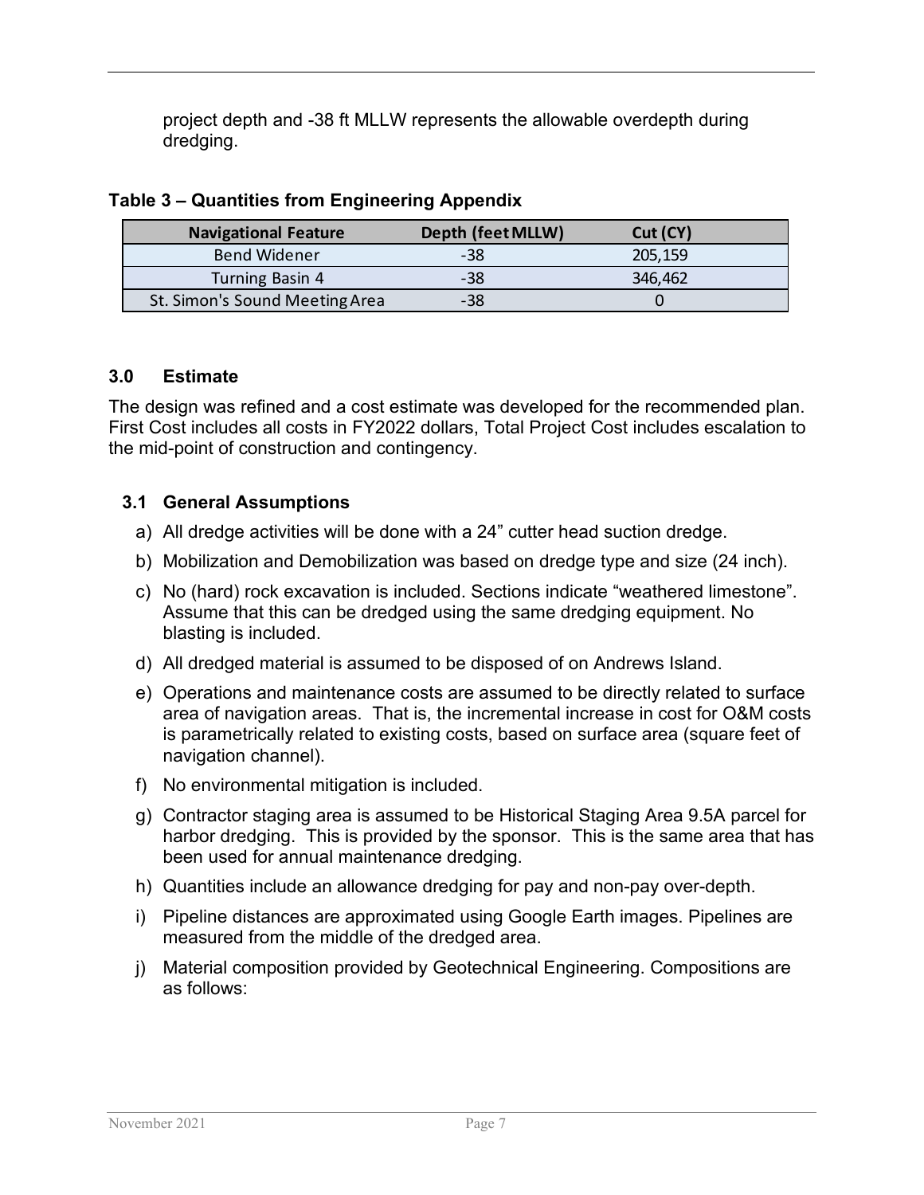project depth and -38 ft MLLW represents the allowable overdepth during dredging.

**Table 3 – Quantities from Engineering Appendix**

| Navigational Feature | Depth (feet MLLW) | Cut (CY) |
|---|---|---|
| Bend Widener | -38 | 205,159 |
| Turning Basin 4 | -38 | 346,462 |
| St. Simon's Sound Meeting Area | -38 | 0 |

## 3.0 Estimate

The design was refined and a cost estimate was developed for the recommended plan. First Cost includes all costs in FY2022 dollars, Total Project Cost includes escalation to the mid-point of construction and contingency.

### 3.1 General Assumptions

a) All dredge activities will be done with a 24" cutter head suction dredge.

b) Mobilization and Demobilization was based on dredge type and size (24 inch).

c) No (hard) rock excavation is included. Sections indicate "weathered limestone". Assume that this can be dredged using the same dredging equipment. No blasting is included.

d) All dredged material is assumed to be disposed of on Andrews Island.

e) Operations and maintenance costs are assumed to be directly related to surface area of navigation areas. That is, the incremental increase in cost for O&M costs is parametrically related to existing costs, based on surface area (square feet of navigation channel).

f) No environmental mitigation is included.

g) Contractor staging area is assumed to be Historical Staging Area 9.5A parcel for harbor dredging. This is provided by the sponsor. This is the same area that has been used for annual maintenance dredging.

h) Quantities include an allowance dredging for pay and non-pay over-depth.

i) Pipeline distances are approximated using Google Earth images. Pipelines are measured from the middle of the dredged area.

j) Material composition provided by Geotechnical Engineering. Compositions are as follows: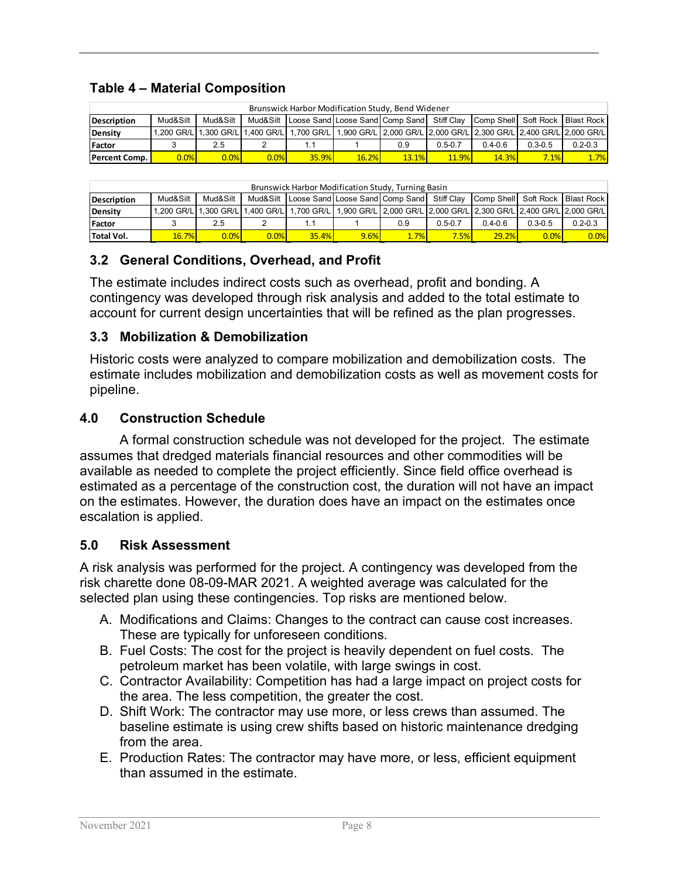## Table 4 – Material Composition

| Brunswick Harbor Modification Study, Bend Widener | | | | | | | | | | |
|---|---|---|---|---|---|---|---|---|---|---|
| **Description** | Mud&Silt | Mud&Silt | Mud&Silt | Loose Sand | Loose Sand | Comp Sand | Stiff Clay | Comp Shell | Soft Rock | Blast Rock |
| **Density** | 1,200 GR/L | 1,300 GR/L | 1,400 GR/L | 1,700 GR/L | 1,900 GR/L | 2,000 GR/L | 2,000 GR/L | 2,300 GR/L | 2,400 GR/L | 2,000 GR/L |
| **Factor** | 3 | 2.5 | 2 | 1.1 | 1 | 0.9 | 0.5-0.7 | 0.4-0.6 | 0.3-0.5 | 0.2-0.3 |
| **Percent Comp.** | 0.0% | 0.0% | 0.0% | 35.9% | 16.2% | 13.1% | 11.9% | 14.3% | 7.1% | 1.7% |

| Brunswick Harbor Modification Study, Turning Basin | | | | | | | | | | |
|---|---|---|---|---|---|---|---|---|---|---|
| **Description** | Mud&Silt | Mud&Silt | Mud&Silt | Loose Sand | Loose Sand | Comp Sand | Stiff Clay | Comp Shell | Soft Rock | Blast Rock |
| **Density** | 1,200 GR/L | 1,300 GR/L | 1,400 GR/L | 1,700 GR/L | 1,900 GR/L | 2,000 GR/L | 2,000 GR/L | 2,300 GR/L | 2,400 GR/L | 2,000 GR/L |
| **Factor** | 3 | 2.5 | 2 | 1.1 | 1 | 0.9 | 0.5-0.7 | 0.4-0.6 | 0.3-0.5 | 0.2-0.3 |
| **Total Vol.** | 16.7% | 0.0% | 0.0% | 35.4% | 9.6% | 1.7% | 7.5% | 29.2% | 0.0% | 0.0% |

### 3.2 General Conditions, Overhead, and Profit

The estimate includes indirect costs such as overhead, profit and bonding. A contingency was developed through risk analysis and added to the total estimate to account for current design uncertainties that will be refined as the plan progresses.

### 3.3 Mobilization & Demobilization

Historic costs were analyzed to compare mobilization and demobilization costs. The estimate includes mobilization and demobilization costs as well as movement costs for pipeline.

## 4.0 Construction Schedule

A formal construction schedule was not developed for the project. The estimate assumes that dredged materials financial resources and other commodities will be available as needed to complete the project efficiently. Since field office overhead is estimated as a percentage of the construction cost, the duration will not have an impact on the estimates. However, the duration does have an impact on the estimates once escalation is applied.

## 5.0 Risk Assessment

A risk analysis was performed for the project. A contingency was developed from the risk charette done 08-09-MAR 2021. A weighted average was calculated for the selected plan using these contingencies. Top risks are mentioned below.

A. Modifications and Claims: Changes to the contract can cause cost increases. These are typically for unforeseen conditions.
B. Fuel Costs: The cost for the project is heavily dependent on fuel costs. The petroleum market has been volatile, with large swings in cost.
C. Contractor Availability: Competition has had a large impact on project costs for the area. The less competition, the greater the cost.
D. Shift Work: The contractor may use more, or less crews than assumed. The baseline estimate is using crew shifts based on historic maintenance dredging from the area.
E. Production Rates: The contractor may have more, or less, efficient equipment than assumed in the estimate.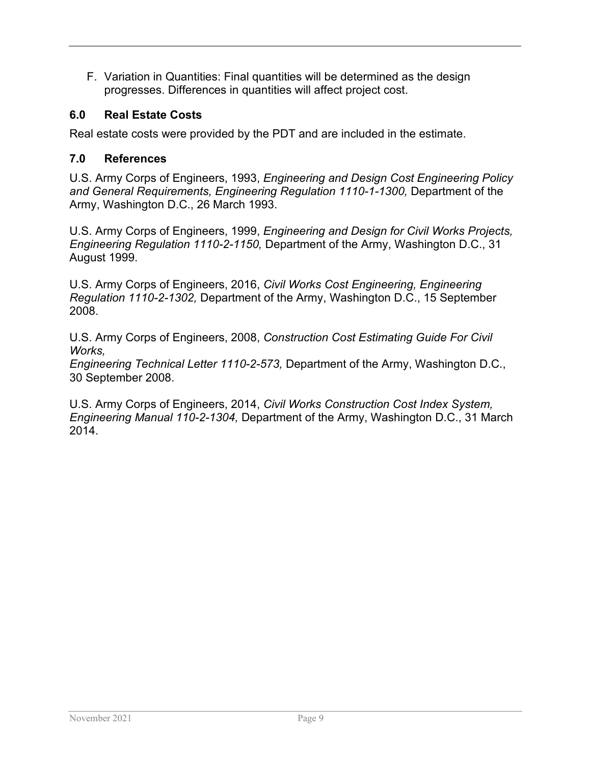F. Variation in Quantities: Final quantities will be determined as the design progresses. Differences in quantities will affect project cost.

## 6.0 Real Estate Costs

Real estate costs were provided by the PDT and are included in the estimate.

## 7.0 References

U.S. Army Corps of Engineers, 1993, *Engineering and Design Cost Engineering Policy and General Requirements, Engineering Regulation 1110-1-1300,* Department of the Army, Washington D.C., 26 March 1993.

U.S. Army Corps of Engineers, 1999, *Engineering and Design for Civil Works Projects, Engineering Regulation 1110-2-1150,* Department of the Army, Washington D.C., 31 August 1999.

U.S. Army Corps of Engineers, 2016, *Civil Works Cost Engineering, Engineering Regulation 1110-2-1302,* Department of the Army, Washington D.C., 15 September 2008.

U.S. Army Corps of Engineers, 2008, *Construction Cost Estimating Guide For Civil Works,*
*Engineering Technical Letter 1110-2-573,* Department of the Army, Washington D.C., 30 September 2008.

U.S. Army Corps of Engineers, 2014, *Civil Works Construction Cost Index System, Engineering Manual 110-2-1304,* Department of the Army, Washington D.C., 31 March 2014.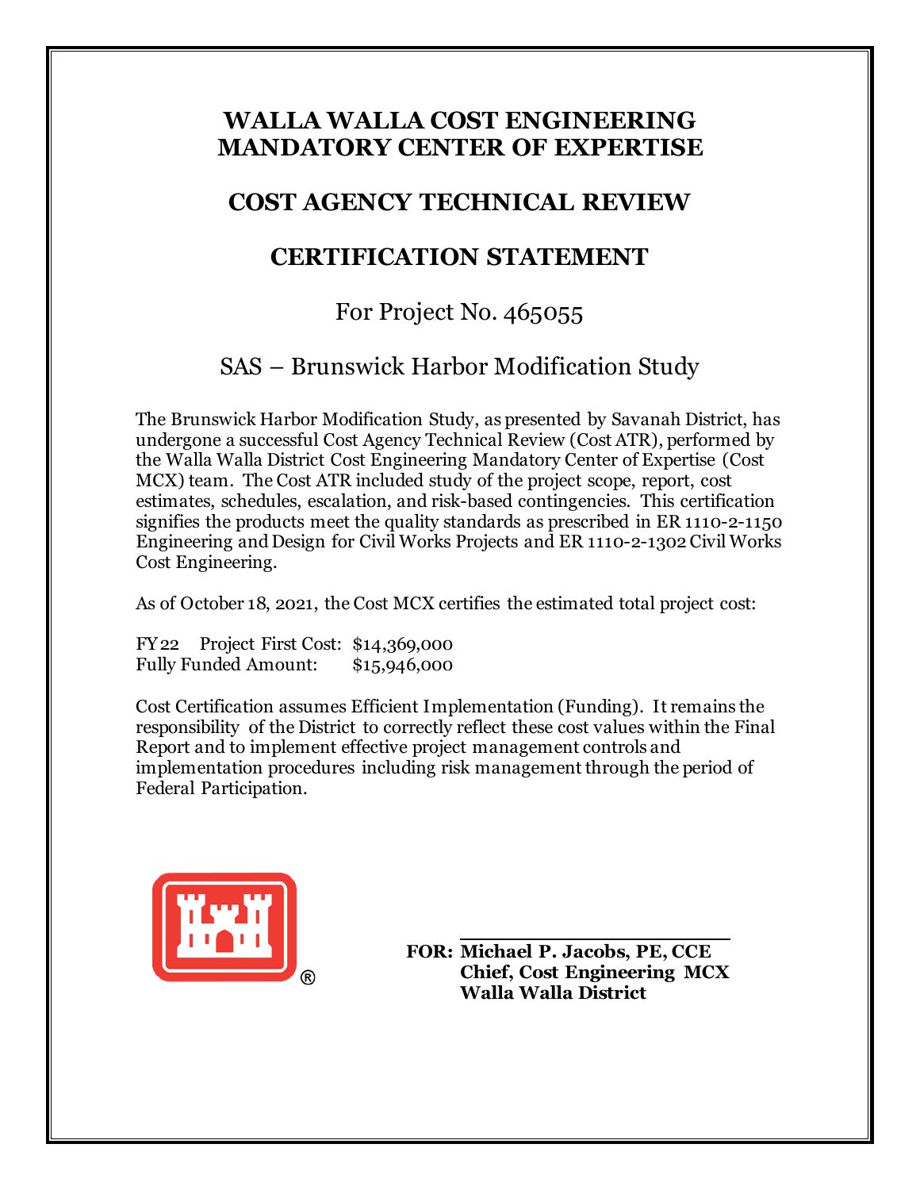# WALLA WALLA COST ENGINEERING MANDATORY CENTER OF EXPERTISE

## COST AGENCY TECHNICAL REVIEW

## CERTIFICATION STATEMENT

For Project No. 465055

SAS – Brunswick Harbor Modification Study

The Brunswick Harbor Modification Study, as presented by Savanah District, has undergone a successful Cost Agency Technical Review (Cost ATR), performed by the Walla Walla District Cost Engineering Mandatory Center of Expertise (Cost MCX) team. The Cost ATR included study of the project scope, report, cost estimates, schedules, escalation, and risk-based contingencies. This certification signifies the products meet the quality standards as prescribed in ER 1110-2-1150 Engineering and Design for Civil Works Projects and ER 1110-2-1302 Civil Works Cost Engineering.

As of October 18, 2021, the Cost MCX certifies the estimated total project cost:

FY22 Project First Cost: $14,369,000
Fully Funded Amount: $15,946,000

Cost Certification assumes Efficient Implementation (Funding). It remains the responsibility of the District to correctly reflect these cost values within the Final Report and to implement effective project management controls and implementation procedures including risk management through the period of Federal Participation.

**FOR: Michael P. Jacobs, PE, CCE**
**Chief, Cost Engineering MCX**
**Walla Walla District**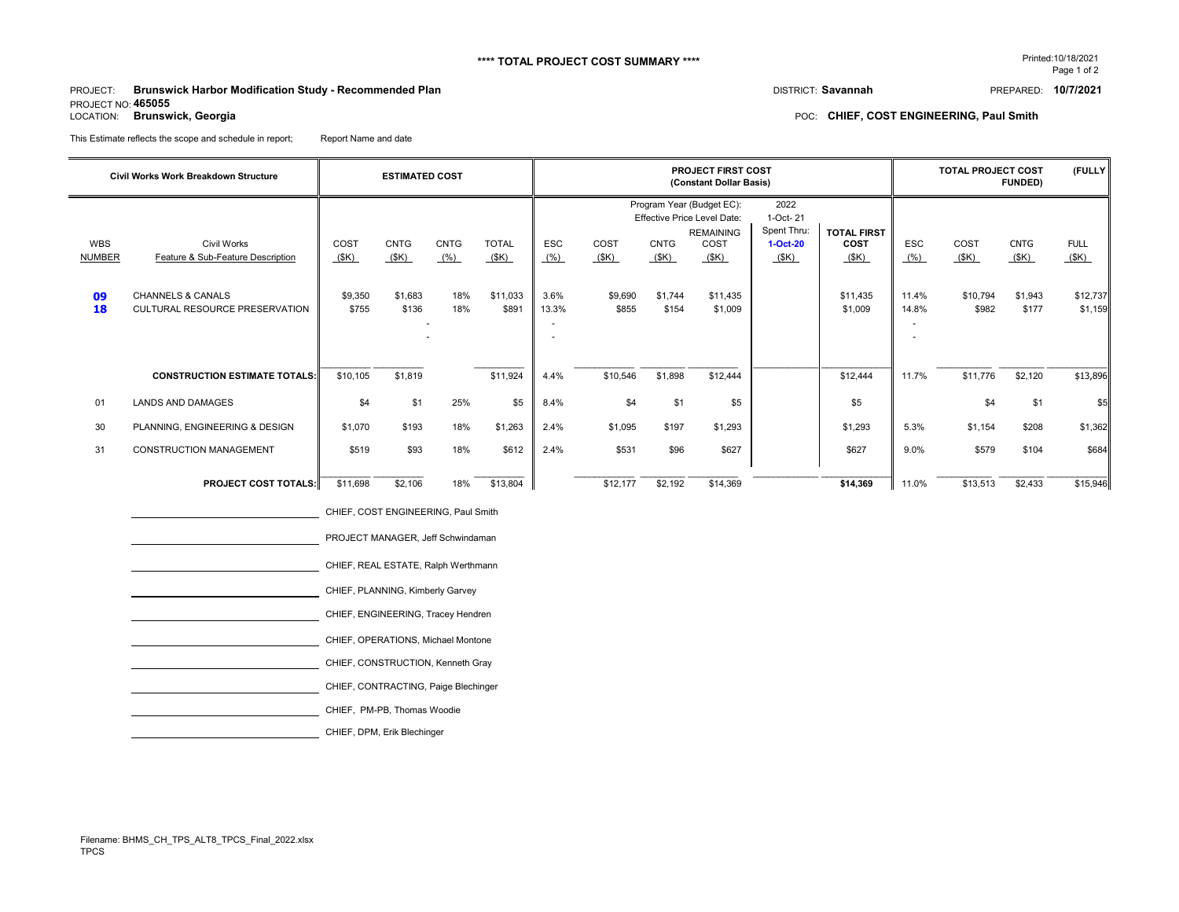**** TOTAL PROJECT COST SUMMARY ****

Printed:10/18/2021

PROJECT: **Brunswick Harbor Modification Study - Recommended Plan**
PROJECT NO: **465055**
LOCATION: **Brunswick, Georgia**

DISTRICT: **Savannah**
PREPARED: **10/7/2021**
POC: **CHIEF, COST ENGINEERING, Paul Smith**

This Estimate reflects the scope and schedule in report; Report Name and date

| Civil Works Work Breakdown Structure | | ESTIMATED COST | | | | PROJECT FIRST COST (Constant Dollar Basis) | | | | | | TOTAL PROJECT COST (FULLY FUNDED) | | | |
|---|---|---|---|---|---|---|---|---|---|---|---|---|---|---|---|
| | | | | | | | Program Year (Budget EC): 2022 | | | | | | | | |
| | | | | | | | Effective Price Level Date: 1-Oct- 21 | | | | | | | | |
| | | | | | | | | | REMAINING | Spent Thru: 1-Oct-20 | **TOTAL FIRST COST** | | | | |
| WBS NUMBER | Civil Works Feature & Sub-Feature Description | COST ($K) | CNTG ($K) | CNTG (%) | TOTAL ($K) | ESC (%) | COST ($K) | CNTG ($K) | COST ($K) | ($K) | ($K) | ESC (%) | COST ($K) | CNTG ($K) | FULL ($K) |
| **09** | CHANNELS & CANALS | $9,350 | $1,683 | 18% | $11,033 | 3.6% | $9,690 | $1,744 | $11,435 | | $11,435 | 11.4% | $10,794 | $1,943 | $12,737 |
| **18** | CULTURAL RESOURCE PRESERVATION | $755 | $136 | 18% | $891 | 13.3% | $855 | $154 | $1,009 | | $1,009 | 14.8% | $982 | $177 | $1,159 |
| | | | | - | | - | | | | | | - | | | |
| | | | | - | | - | | | | | | - | | | |
| | **CONSTRUCTION ESTIMATE TOTALS:** | $10,105 | $1,819 | | $11,924 | 4.4% | $10,546 | $1,898 | $12,444 | | $12,444 | 11.7% | $11,776 | $2,120 | $13,896 |
| 01 | LANDS AND DAMAGES | $4 | $1 | 25% | $5 | 8.4% | $4 | $1 | $5 | | $5 | | $4 | $1 | $5 |
| 30 | PLANNING, ENGINEERING & DESIGN | $1,070 | $193 | 18% | $1,263 | 2.4% | $1,095 | $197 | $1,293 | | $1,293 | 5.3% | $1,154 | $208 | $1,362 |
| 31 | CONSTRUCTION MANAGEMENT | $519 | $93 | 18% | $612 | 2.4% | $531 | $96 | $627 | | $627 | 9.0% | $579 | $104 | $684 |
| | **PROJECT COST TOTALS:** | $11,698 | $2,106 | 18% | $13,804 | | $12,177 | $2,192 | $14,369 | | **$14,369** | 11.0% | $13,513 | $2,433 | $15,946 |

CHIEF, COST ENGINEERING, Paul Smith

PROJECT MANAGER, Jeff Schwindaman

CHIEF, REAL ESTATE, Ralph Werthmann

CHIEF, PLANNING, Kimberly Garvey

CHIEF, ENGINEERING, Tracey Hendren

CHIEF, OPERATIONS, Michael Montone

CHIEF, CONSTRUCTION, Kenneth Gray

CHIEF, CONTRACTING, Paige Blechinger

CHIEF, PM-PB, Thomas Woodie

CHIEF, DPM, Erik Blechinger

Filename: BHMS_CH_TPS_ALT8_TPCS_Final_2022.xlsx
TPCS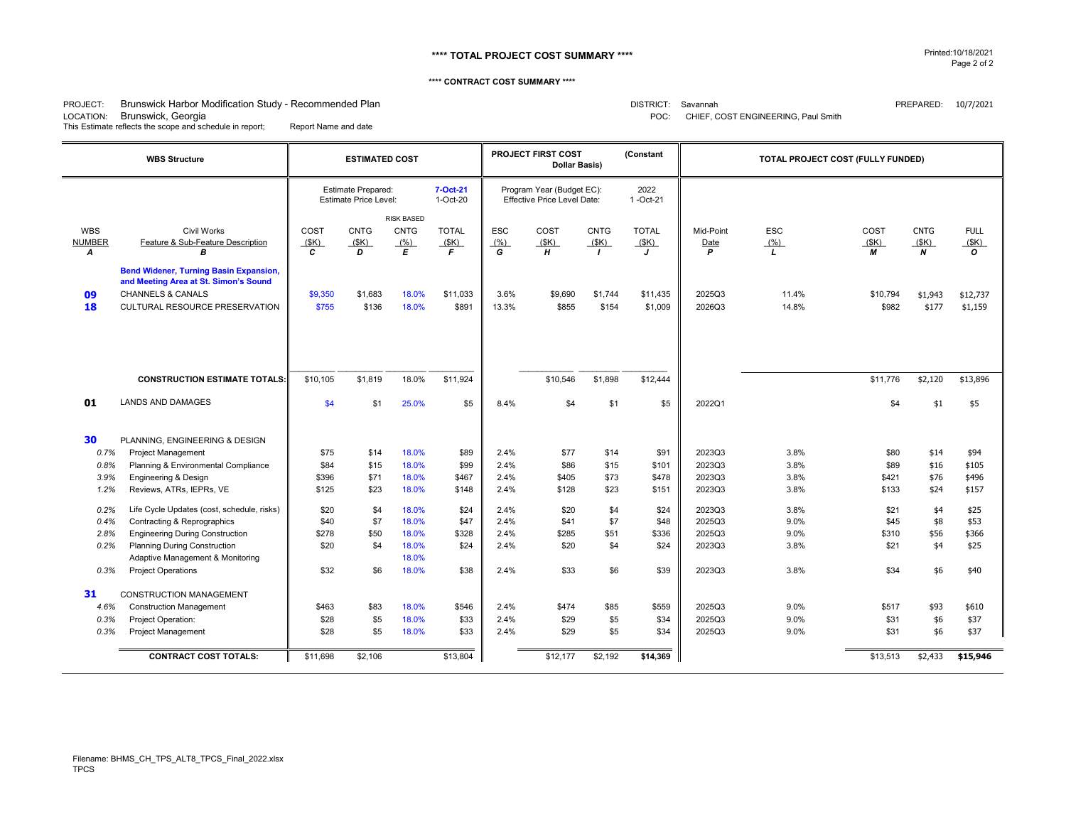**** TOTAL PROJECT COST SUMMARY ****

**** CONTRACT COST SUMMARY ****

PROJECT: Brunswick Harbor Modification Study - Recommended Plan
LOCATION: Brunswick, Georgia
This Estimate reflects the scope and schedule in report; Report Name and date

DISTRICT: Savannah
POC: CHIEF, COST ENGINEERING, Paul Smith

PREPARED: 10/7/2021

| WBS Structure | | ESTIMATED COST | | | | PROJECT FIRST COST (Constant Dollar Basis) | | | | TOTAL PROJECT COST (FULLY FUNDED) | | | | |
|---|---|---|---|---|---|---|---|---|---|---|---|---|---|---|
| | | Estimate Prepared: 7-Oct-21 | Estimate Price Level: 1-Oct-20 | | | Program Year (Budget EC): 2022 | Effective Price Level Date: 1-Oct-21 | | | | | | | |
| WBS NUMBER A | Civil Works Feature & Sub-Feature Description B | COST ($K) C | CNTG ($K) D | RISK BASED CNTG (%) E | TOTAL ($K) F | ESC (%) G | COST ($K) H | CNTG ($K) I | TOTAL ($K) J | Mid-Point Date P | ESC (%) L | COST ($K) M | CNTG ($K) N | FULL ($K) O |
| | **Bend Widener, Turning Basin Expansion, and Meeting Area at St. Simon's Sound** | | | | | | | | | | | | | |
| 09 | CHANNELS & CANALS | $9,350 | $1,683 | 18.0% | $11,033 | 3.6% | $9,690 | $1,744 | $11,435 | 2025Q3 | 11.4% | $10,794 | $1,943 | $12,737 |
| 18 | CULTURAL RESOURCE PRESERVATION | $755 | $136 | 18.0% | $891 | 13.3% | $855 | $154 | $1,009 | 2026Q3 | 14.8% | $982 | $177 | $1,159 |
| | **CONSTRUCTION ESTIMATE TOTALS:** | $10,105 | $1,819 | 18.0% | $11,924 | | $10,546 | $1,898 | $12,444 | | | $11,776 | $2,120 | $13,896 |
| 01 | LANDS AND DAMAGES | $4 | $1 | 25.0% | $5 | 8.4% | $4 | $1 | $5 | 2022Q1 | | $4 | $1 | $5 |
| 30 | PLANNING, ENGINEERING & DESIGN | | | | | | | | | | | | | |
| 0.7% | Project Management | $75 | $14 | 18.0% | $89 | 2.4% | $77 | $14 | $91 | 2023Q3 | 3.8% | $80 | $14 | $94 |
| 0.8% | Planning & Environmental Compliance | $84 | $15 | 18.0% | $99 | 2.4% | $86 | $15 | $101 | 2023Q3 | 3.8% | $89 | $16 | $105 |
| 3.9% | Engineering & Design | $396 | $71 | 18.0% | $467 | 2.4% | $405 | $73 | $478 | 2023Q3 | 3.8% | $421 | $76 | $496 |
| 1.2% | Reviews, ATRs, IEPRs, VE | $125 | $23 | 18.0% | $148 | 2.4% | $128 | $23 | $151 | 2023Q3 | 3.8% | $133 | $24 | $157 |
| 0.2% | Life Cycle Updates (cost, schedule, risks) | $20 | $4 | 18.0% | $24 | 2.4% | $20 | $4 | $24 | 2023Q3 | 3.8% | $21 | $4 | $25 |
| 0.4% | Contracting & Reprographics | $40 | $7 | 18.0% | $47 | 2.4% | $41 | $7 | $48 | 2025Q3 | 9.0% | $45 | $8 | $53 |
| 2.8% | Engineering During Construction | $278 | $50 | 18.0% | $328 | 2.4% | $285 | $51 | $336 | 2025Q3 | 9.0% | $310 | $56 | $366 |
| 0.2% | Planning During Construction | $20 | $4 | 18.0% | $24 | 2.4% | $20 | $4 | $24 | 2023Q3 | 3.8% | $21 | $4 | $25 |
| | Adaptive Management & Monitoring | | | 18.0% | | | | | | | | | | |
| 0.3% | Project Operations | $32 | $6 | 18.0% | $38 | 2.4% | $33 | $6 | $39 | 2023Q3 | 3.8% | $34 | $6 | $40 |
| 31 | CONSTRUCTION MANAGEMENT | | | | | | | | | | | | | |
| 4.6% | Construction Management | $463 | $83 | 18.0% | $546 | 2.4% | $474 | $85 | $559 | 2025Q3 | 9.0% | $517 | $93 | $610 |
| 0.3% | Project Operation: | $28 | $5 | 18.0% | $33 | 2.4% | $29 | $5 | $34 | 2025Q3 | 9.0% | $31 | $6 | $37 |
| 0.3% | Project Management | $28 | $5 | 18.0% | $33 | 2.4% | $29 | $5 | $34 | 2025Q3 | 9.0% | $31 | $6 | $37 |
| | **CONTRACT COST TOTALS:** | $11,698 | $2,106 | | $13,804 | | $12,177 | $2,192 | **$14,369** | | | $13,513 | $2,433 | **$15,946** |

Filename: BHMS_CH_TPS_ALT8_TPCS_Final_2022.xlsx
TPCS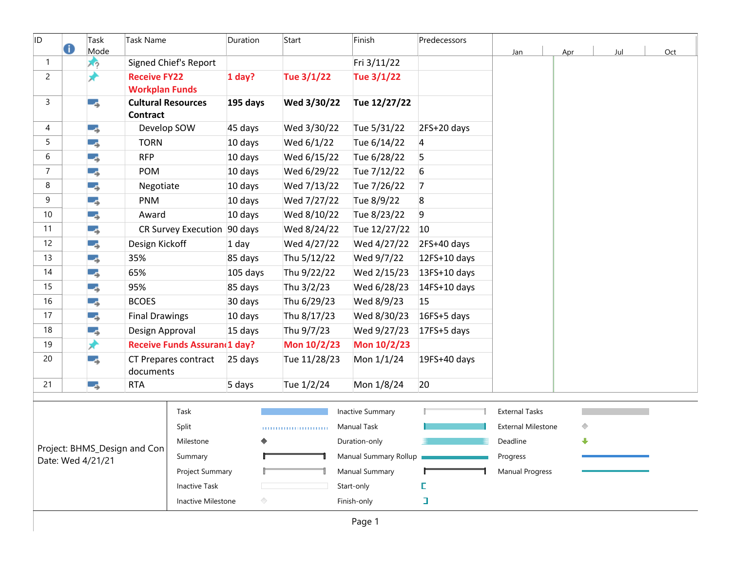| ID | Task Mode | Task Name | Duration | Start | Finish | Predecessors |
|---|---|---|---|---|---|---|
| 1 | | Signed Chief's Report | | | Fri 3/11/22 | |
| 2 | | **Receive FY22 Workplan Funds** | **1 day?** | **Tue 3/1/22** | **Tue 3/1/22** | |
| 3 | | **Cultural Resources Contract** | **195 days** | **Wed 3/30/22** | **Tue 12/27/22** | |
| 4 | | Develop SOW | 45 days | Wed 3/30/22 | Tue 5/31/22 | 2FS+20 days |
| 5 | | TORN | 10 days | Wed 6/1/22 | Tue 6/14/22 | 4 |
| 6 | | RFP | 10 days | Wed 6/15/22 | Tue 6/28/22 | 5 |
| 7 | | POM | 10 days | Wed 6/29/22 | Tue 7/12/22 | 6 |
| 8 | | Negotiate | 10 days | Wed 7/13/22 | Tue 7/26/22 | 7 |
| 9 | | PNM | 10 days | Wed 7/27/22 | Tue 8/9/22 | 8 |
| 10 | | Award | 10 days | Wed 8/10/22 | Tue 8/23/22 | 9 |
| 11 | | CR Survey Execution | 90 days | Wed 8/24/22 | Tue 12/27/22 | 10 |
| 12 | | Design Kickoff | 1 day | Wed 4/27/22 | Wed 4/27/22 | 2FS+40 days |
| 13 | | 35% | 85 days | Thu 5/12/22 | Wed 9/7/22 | 12FS+10 days |
| 14 | | 65% | 105 days | Thu 9/22/22 | Wed 2/15/23 | 13FS+10 days |
| 15 | | 95% | 85 days | Thu 3/2/23 | Wed 6/28/23 | 14FS+10 days |
| 16 | | BCOES | 30 days | Thu 6/29/23 | Wed 8/9/23 | 15 |
| 17 | | Final Drawings | 10 days | Thu 8/17/23 | Wed 8/30/23 | 16FS+5 days |
| 18 | | Design Approval | 15 days | Thu 9/7/23 | Wed 9/27/23 | 17FS+5 days |
| 19 | | **Receive Funds Assuran** | **1 day?** | **Mon 10/2/23** | **Mon 10/2/23** | |
| 20 | | CT Prepares contract documents | 25 days | Tue 11/28/23 | Mon 1/1/24 | 19FS+40 days |
| 21 | | RTA | 5 days | Tue 1/2/24 | Mon 1/8/24 | 20 |

Project: BHMS_Design and Con
Date: Wed 4/21/21

| Legend | | |
|---|---|---|
| Task | Inactive Summary | External Tasks |
| Split | Manual Task | External Milestone |
| Milestone | Duration-only | Deadline |
| Summary | Manual Summary Rollup | Progress |
| Project Summary | Manual Summary | Manual Progress |
| Inactive Task | Start-only | |
| Inactive Milestone | Finish-only | |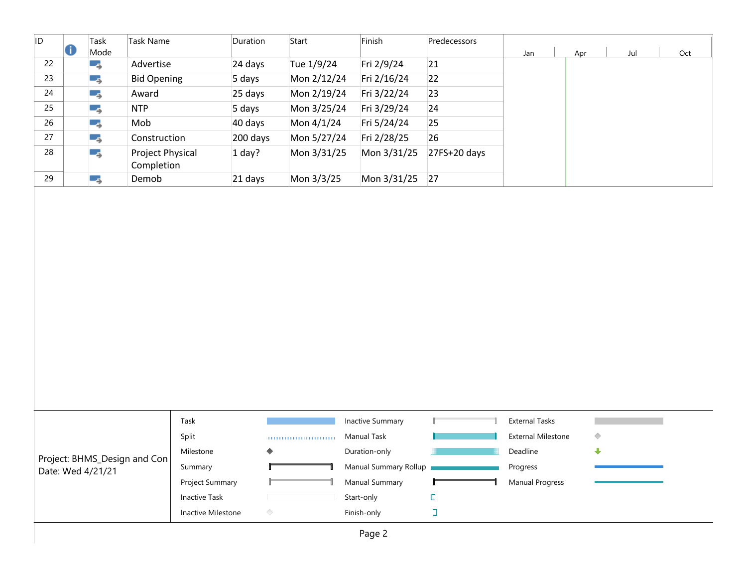| ID | Task Mode | Task Name | Duration | Start | Finish | Predecessors |
|---|---|---|---|---|---|---|
| 22 | | Advertise | 24 days | Tue 1/9/24 | Fri 2/9/24 | 21 |
| 23 | | Bid Opening | 5 days | Mon 2/12/24 | Fri 2/16/24 | 22 |
| 24 | | Award | 25 days | Mon 2/19/24 | Fri 3/22/24 | 23 |
| 25 | | NTP | 5 days | Mon 3/25/24 | Fri 3/29/24 | 24 |
| 26 | | Mob | 40 days | Mon 4/1/24 | Fri 5/24/24 | 25 |
| 27 | | Construction | 200 days | Mon 5/27/24 | Fri 2/28/25 | 26 |
| 28 | | Project Physical Completion | 1 day? | Mon 3/31/25 | Mon 3/31/25 | 27FS+20 days |
| 29 | | Demob | 21 days | Mon 3/3/25 | Mon 3/31/25 | 27 |

Project: BHMS_Design and Con
Date: Wed 4/21/21

| | | | | | |
|---|---|---|---|---|---|
| Task | | Inactive Summary | | External Tasks | |
| Split | | Manual Task | | External Milestone | |
| Milestone | | Duration-only | | Deadline | |
| Summary | | Manual Summary Rollup | | Progress | |
| Project Summary | | Manual Summary | | Manual Progress | |
| Inactive Task | | Start-only | | | |
| Inactive Milestone | | Finish-only | | | |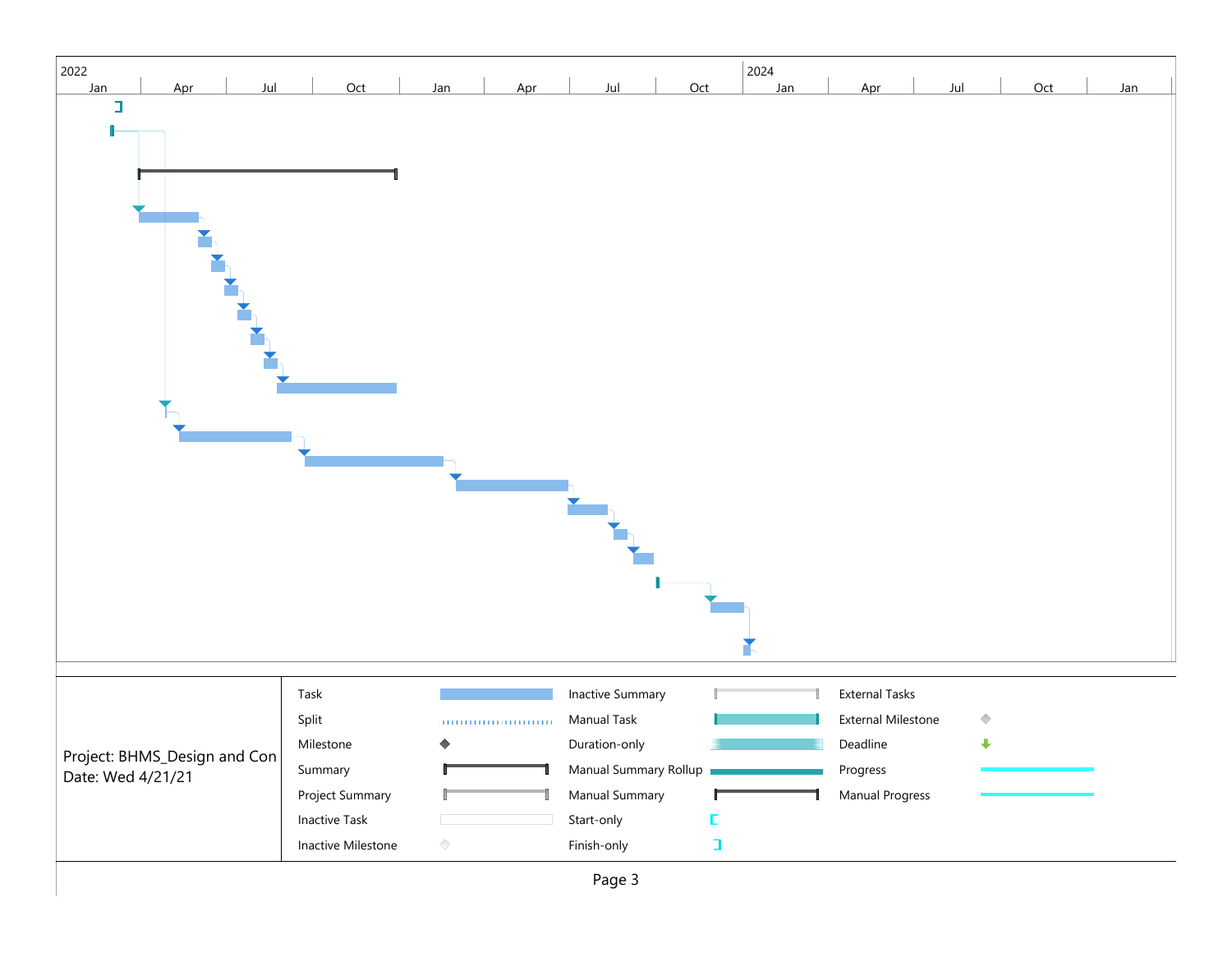| 2022 | | | | | | | | 2024 | | | | |
|---|---|---|---|---|---|---|---|---|---|---|---|---|
| Jan | Apr | Jul | Oct | Jan | Apr | Jul | Oct | Jan | Apr | Jul | Oct | Jan |

| | | | | | |
|---|---|---|---|---|---|
| Task | | Inactive Summary | | External Tasks | |
| Split | | Manual Task | | External Milestone | |
| Milestone | | Duration-only | | Deadline | |
| Summary | | Manual Summary Rollup | | Progress | |
| Project Summary | | Manual Summary | | Manual Progress | |
| Inactive Task | | Start-only | | | |
| Inactive Milestone | | Finish-only | | | |

Project: BHMS_Design and Con
Date: Wed 4/21/21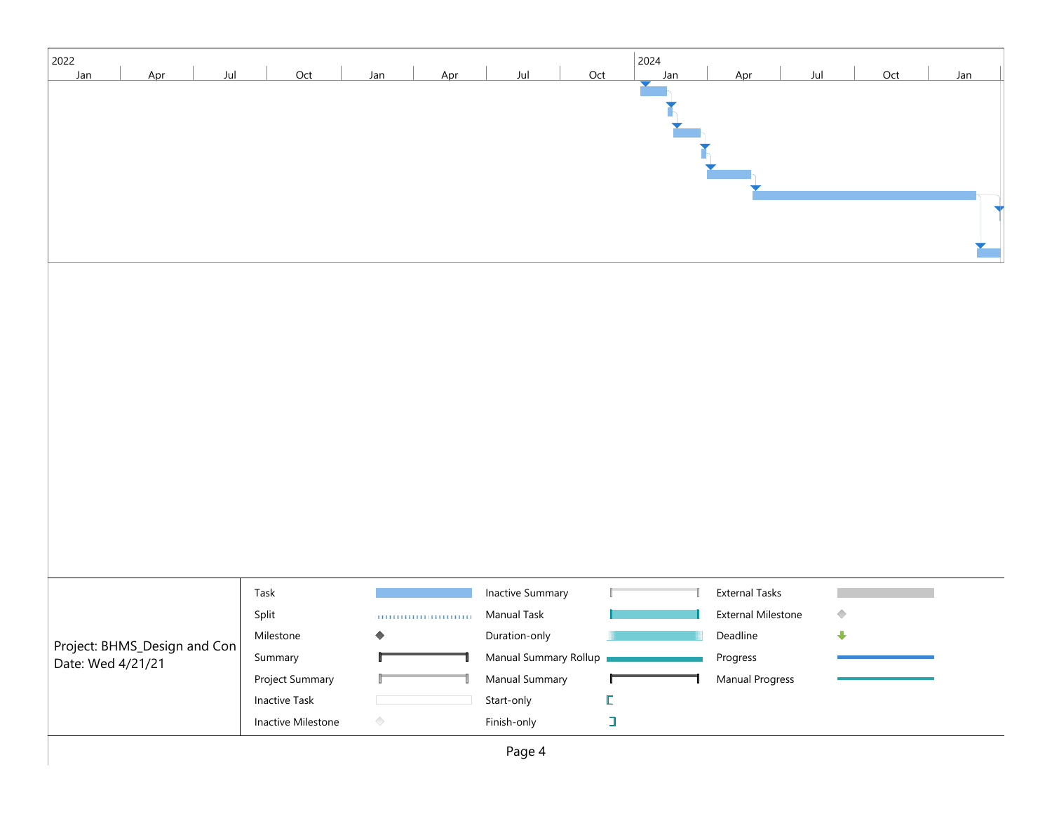2022

Jan Apr Jul Oct Jan Apr Jul Oct

2024

Jan Apr Jul Oct Jan

Project: BHMS_Design and Con
Date: Wed 4/21/21

| | | | | | |
|---|---|---|---|---|---|
| Task | | Inactive Summary | | External Tasks | |
| Split | | Manual Task | | External Milestone | |
| Milestone | | Duration-only | | Deadline | |
| Summary | | Manual Summary Rollup | | Progress | |
| Project Summary | | Manual Summary | | Manual Progress | |
| Inactive Task | | Start-only | | | |
| Inactive Milestone | | Finish-only | | | |